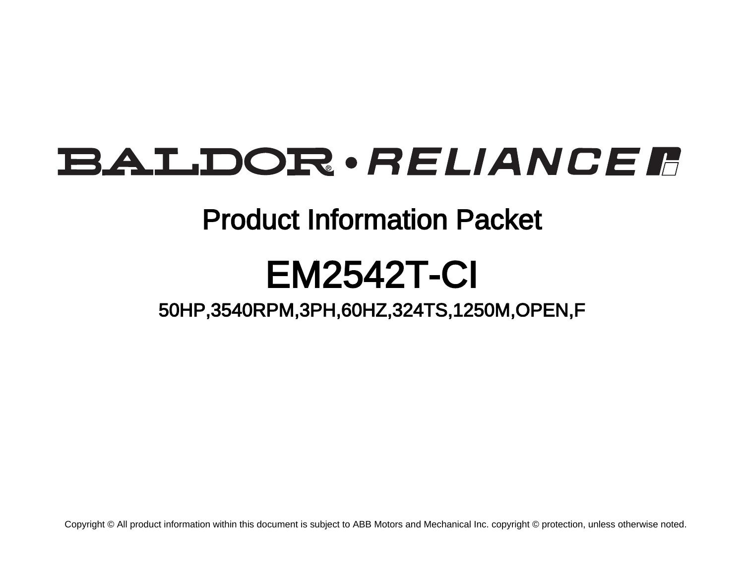BALDOR® • RELIANCE

# Product Information Packet

# EM2542T-CI

## 50HP,3540RPM,3PH,60HZ,324TS,1250M,OPEN,F

Copyright © All product information within this document is subject to ABB Motors and Mechanical Inc. copyright © protection, unless otherwise noted.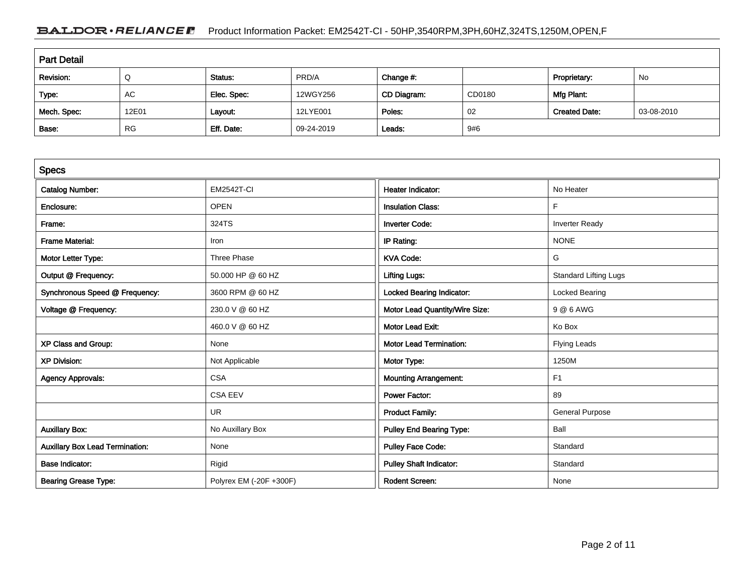## Part Detail

| Revision: | Q | Status: | PRD/A | Change #: | | Proprietary: | No |
|---|---|---|---|---|---|---|---|
| Type: | AC | Elec. Spec: | 12WGY256 | CD Diagram: | CD0180 | Mfg Plant: | |
| Mech. Spec: | 12E01 | Layout: | 12LYE001 | Poles: | 02 | Created Date: | 03-08-2010 |
| Base: | RG | Eff. Date: | 09-24-2019 | Leads: | 9#6 | | |

## Specs

| | | | |
|---|---|---|---|
| Catalog Number: | EM2542T-CI | Heater Indicator: | No Heater |
| Enclosure: | OPEN | Insulation Class: | F |
| Frame: | 324TS | Inverter Code: | Inverter Ready |
| Frame Material: | Iron | IP Rating: | NONE |
| Motor Letter Type: | Three Phase | KVA Code: | G |
| Output @ Frequency: | 50.000 HP @ 60 HZ | Lifting Lugs: | Standard Lifting Lugs |
| Synchronous Speed @ Frequency: | 3600 RPM @ 60 HZ | Locked Bearing Indicator: | Locked Bearing |
| Voltage @ Frequency: | 230.0 V @ 60 HZ | Motor Lead Quantity/Wire Size: | 9 @ 6 AWG |
| | 460.0 V @ 60 HZ | Motor Lead Exit: | Ko Box |
| XP Class and Group: | None | Motor Lead Termination: | Flying Leads |
| XP Division: | Not Applicable | Motor Type: | 1250M |
| Agency Approvals: | CSA | Mounting Arrangement: | F1 |
| | CSA EEV | Power Factor: | 89 |
| | UR | Product Family: | General Purpose |
| Auxillary Box: | No Auxillary Box | Pulley End Bearing Type: | Ball |
| Auxillary Box Lead Termination: | None | Pulley Face Code: | Standard |
| Base Indicator: | Rigid | Pulley Shaft Indicator: | Standard |
| Bearing Grease Type: | Polyrex EM (-20F +300F) | Rodent Screen: | None |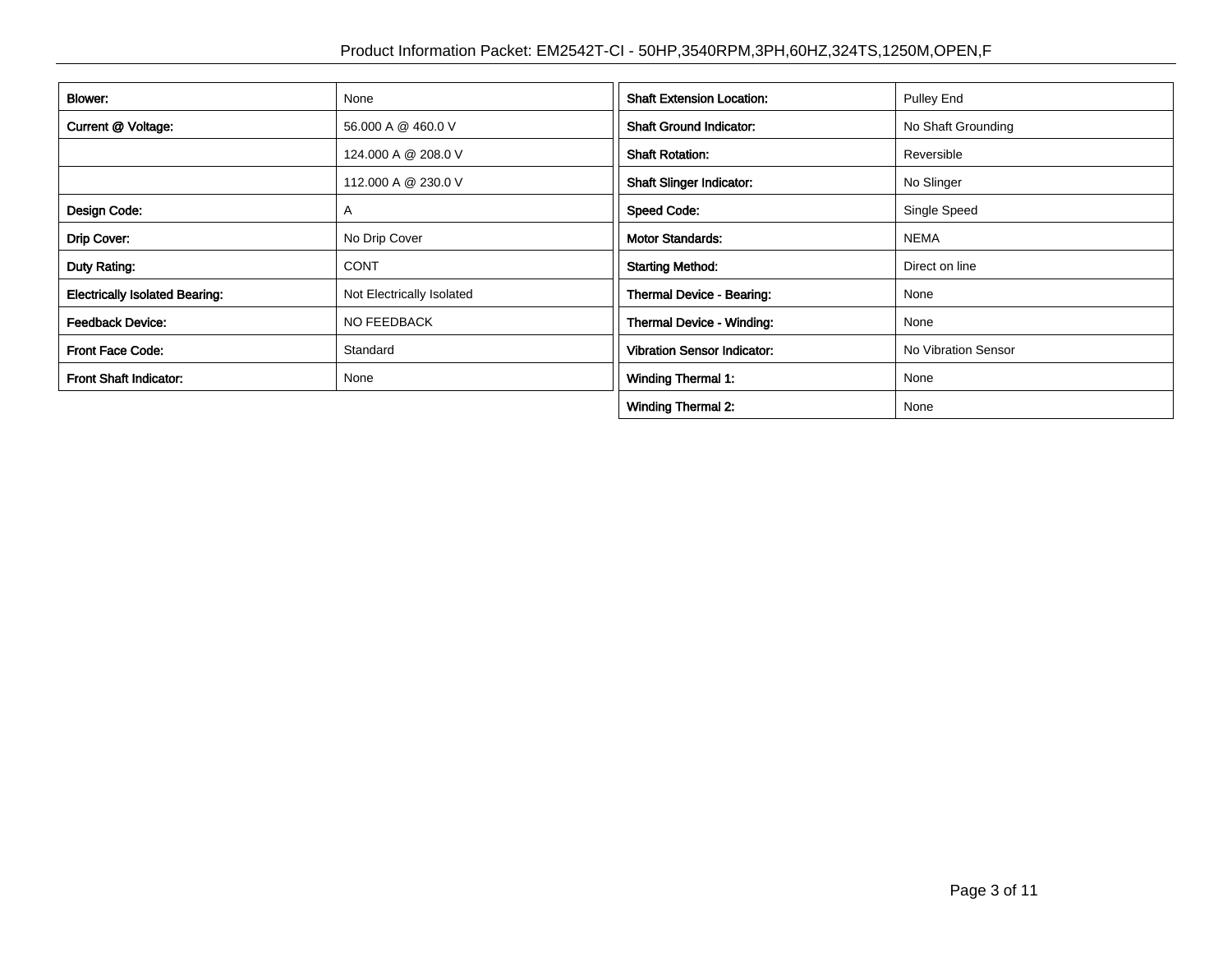| Blower: | None |
|---|---|
| Current @ Voltage: | 56.000 A @ 460.0 V |
| | 124.000 A @ 208.0 V |
| | 112.000 A @ 230.0 V |
| Design Code: | A |
| Drip Cover: | No Drip Cover |
| Duty Rating: | CONT |
| Electrically Isolated Bearing: | Not Electrically Isolated |
| Feedback Device: | NO FEEDBACK |
| Front Face Code: | Standard |
| Front Shaft Indicator: | None |

| Shaft Extension Location: | Pulley End |
|---|---|
| Shaft Ground Indicator: | No Shaft Grounding |
| Shaft Rotation: | Reversible |
| Shaft Slinger Indicator: | No Slinger |
| Speed Code: | Single Speed |
| Motor Standards: | NEMA |
| Starting Method: | Direct on line |
| Thermal Device - Bearing: | None |
| Thermal Device - Winding: | None |
| Vibration Sensor Indicator: | No Vibration Sensor |
| Winding Thermal 1: | None |
| Winding Thermal 2: | None |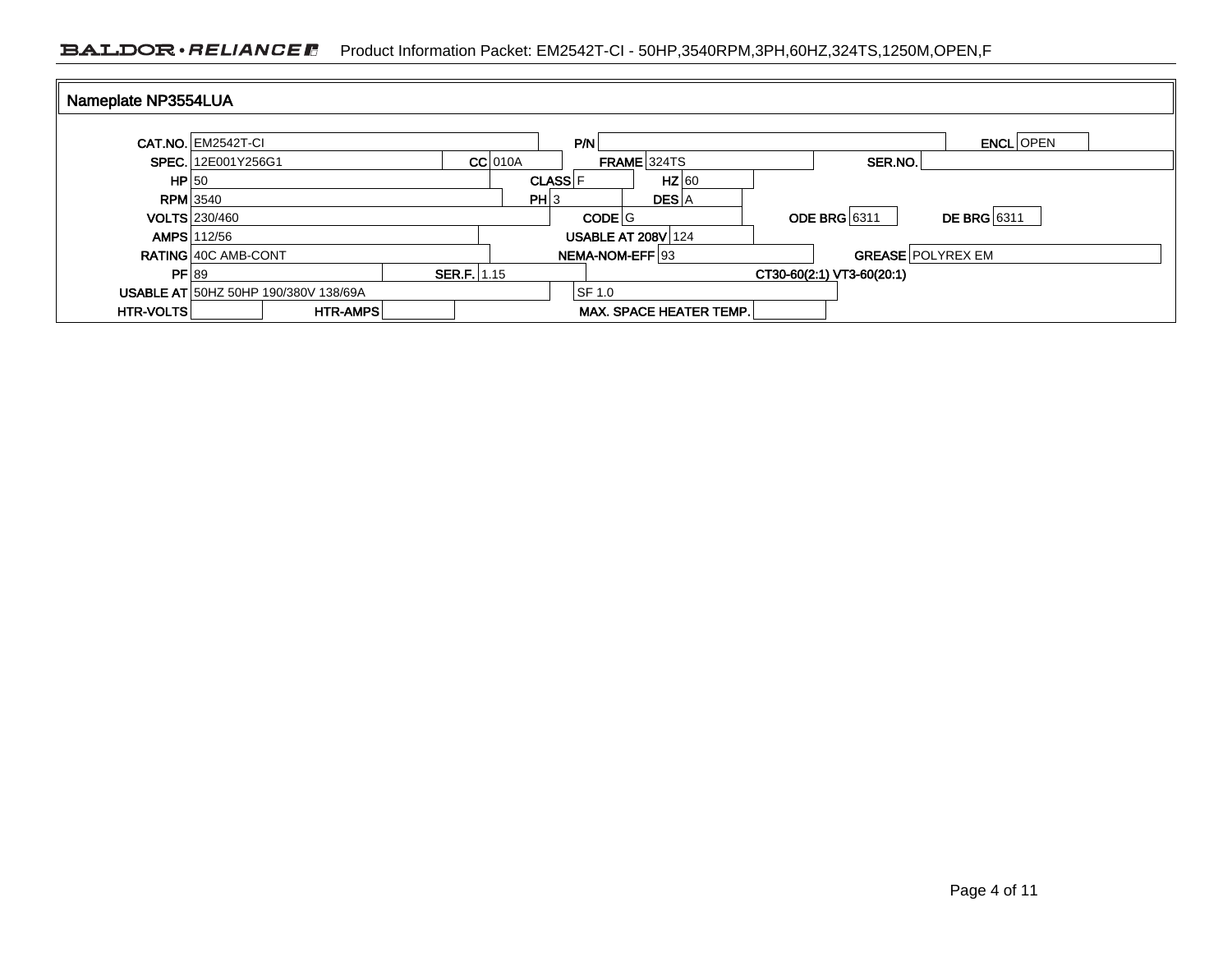## Nameplate NP3554LUA

| Field | Value | Field | Value | Field | Value | Field | Value |
|---|---|---|---|---|---|---|---|
| CAT.NO. | EM2542T-CI | P/N | | | | ENCL | OPEN |
| SPEC. | 12E001Y256G1 | CC | 010A | FRAME | 324TS | SER.NO. | |
| HP | 50 | CLASS | F | HZ | 60 | | |
| RPM | 3540 | PH | 3 | DES | A | | |
| VOLTS | 230/460 | CODE | G | ODE BRG | 6311 | DE BRG | 6311 |
| AMPS | 112/56 | USABLE AT 208V | 124 | | | | |
| RATING | 40C AMB-CONT | NEMA-NOM-EFF | 93 | GREASE | POLYREX EM | | |
| PF | 89 | SER.F. | 1.15 | CT30-60(2:1) VT3-60(20:1) | | | |
| USABLE AT | 50HZ 50HP 190/380V 138/69A | | SF 1.0 | | | | |
| HTR-VOLTS | | HTR-AMPS | | MAX. SPACE HEATER TEMP. | | | |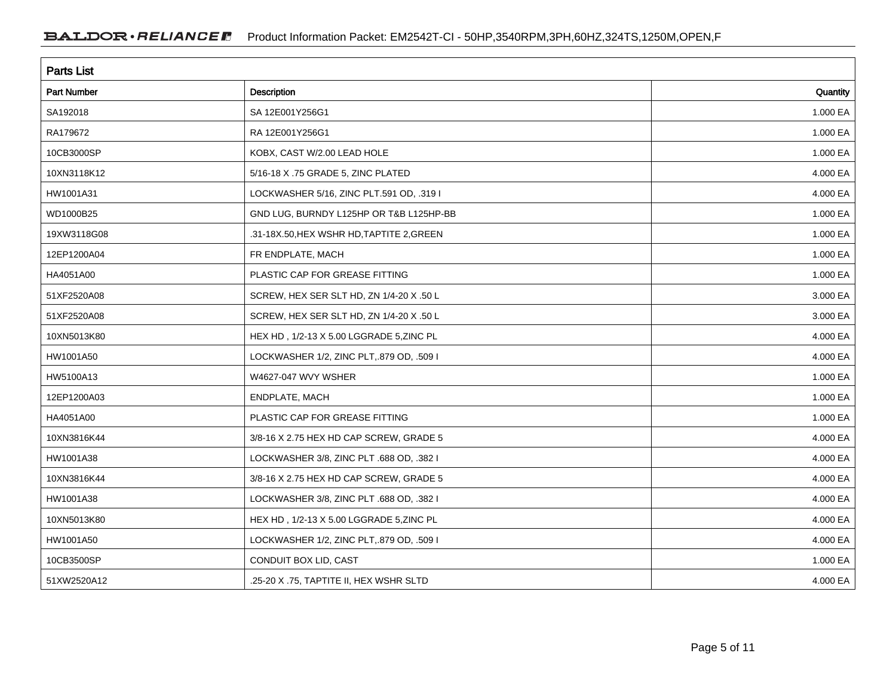## Parts List

| Part Number | Description | Quantity |
|---|---|---|
| SA192018 | SA 12E001Y256G1 | 1.000 EA |
| RA179672 | RA 12E001Y256G1 | 1.000 EA |
| 10CB3000SP | KOBX, CAST W/2.00 LEAD HOLE | 1.000 EA |
| 10XN3118K12 | 5/16-18 X .75 GRADE 5, ZINC PLATED | 4.000 EA |
| HW1001A31 | LOCKWASHER 5/16, ZINC PLT.591 OD, .319 I | 4.000 EA |
| WD1000B25 | GND LUG, BURNDY L125HP OR T&B L125HP-BB | 1.000 EA |
| 19XW3118G08 | .31-18X.50,HEX WSHR HD,TAPTITE 2,GREEN | 1.000 EA |
| 12EP1200A04 | FR ENDPLATE, MACH | 1.000 EA |
| HA4051A00 | PLASTIC CAP FOR GREASE FITTING | 1.000 EA |
| 51XF2520A08 | SCREW, HEX SER SLT HD, ZN 1/4-20 X .50 L | 3.000 EA |
| 51XF2520A08 | SCREW, HEX SER SLT HD, ZN 1/4-20 X .50 L | 3.000 EA |
| 10XN5013K80 | HEX HD , 1/2-13 X 5.00 LGGRADE 5,ZINC PL | 4.000 EA |
| HW1001A50 | LOCKWASHER 1/2, ZINC PLT,.879 OD, .509 I | 4.000 EA |
| HW5100A13 | W4627-047 WVY WSHER | 1.000 EA |
| 12EP1200A03 | ENDPLATE, MACH | 1.000 EA |
| HA4051A00 | PLASTIC CAP FOR GREASE FITTING | 1.000 EA |
| 10XN3816K44 | 3/8-16 X 2.75 HEX HD CAP SCREW, GRADE 5 | 4.000 EA |
| HW1001A38 | LOCKWASHER 3/8, ZINC PLT .688 OD, .382 I | 4.000 EA |
| 10XN3816K44 | 3/8-16 X 2.75 HEX HD CAP SCREW, GRADE 5 | 4.000 EA |
| HW1001A38 | LOCKWASHER 3/8, ZINC PLT .688 OD, .382 I | 4.000 EA |
| 10XN5013K80 | HEX HD , 1/2-13 X 5.00 LGGRADE 5,ZINC PL | 4.000 EA |
| HW1001A50 | LOCKWASHER 1/2, ZINC PLT,.879 OD, .509 I | 4.000 EA |
| 10CB3500SP | CONDUIT BOX LID, CAST | 1.000 EA |
| 51XW2520A12 | .25-20 X .75, TAPTITE II, HEX WSHR SLTD | 4.000 EA |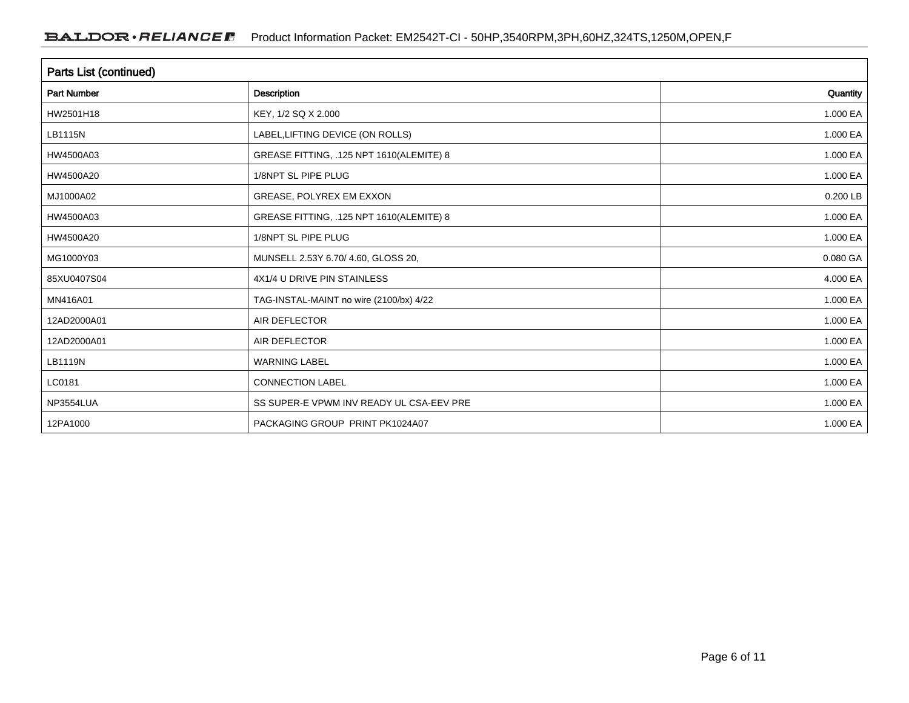## Parts List (continued)

| Part Number | Description | Quantity |
|---|---|---|
| HW2501H18 | KEY, 1/2 SQ X 2.000 | 1.000 EA |
| LB1115N | LABEL,LIFTING DEVICE (ON ROLLS) | 1.000 EA |
| HW4500A03 | GREASE FITTING, .125 NPT 1610(ALEMITE) 8 | 1.000 EA |
| HW4500A20 | 1/8NPT SL PIPE PLUG | 1.000 EA |
| MJ1000A02 | GREASE, POLYREX EM EXXON | 0.200 LB |
| HW4500A03 | GREASE FITTING, .125 NPT 1610(ALEMITE) 8 | 1.000 EA |
| HW4500A20 | 1/8NPT SL PIPE PLUG | 1.000 EA |
| MG1000Y03 | MUNSELL 2.53Y 6.70/ 4.60, GLOSS 20, | 0.080 GA |
| 85XU0407S04 | 4X1/4 U DRIVE PIN STAINLESS | 4.000 EA |
| MN416A01 | TAG-INSTAL-MAINT no wire (2100/bx) 4/22 | 1.000 EA |
| 12AD2000A01 | AIR DEFLECTOR | 1.000 EA |
| 12AD2000A01 | AIR DEFLECTOR | 1.000 EA |
| LB1119N | WARNING LABEL | 1.000 EA |
| LC0181 | CONNECTION LABEL | 1.000 EA |
| NP3554LUA | SS SUPER-E VPWM INV READY UL CSA-EEV PRE | 1.000 EA |
| 12PA1000 | PACKAGING GROUP PRINT PK1024A07 | 1.000 EA |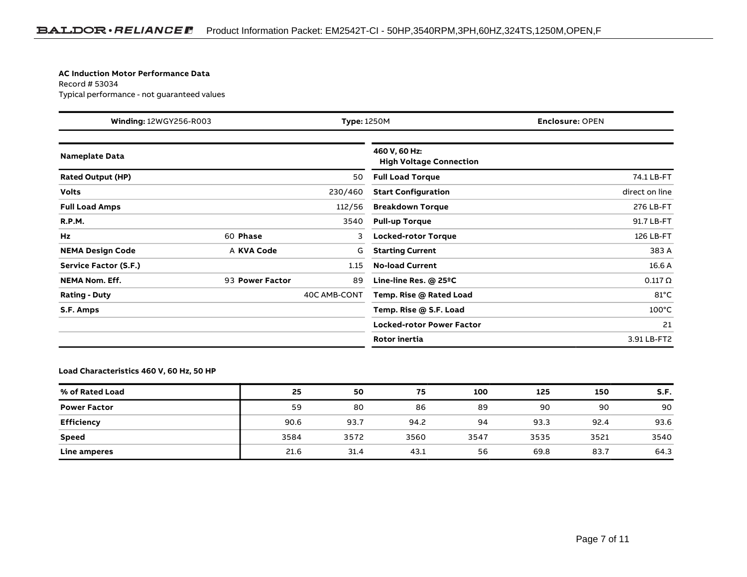**AC Induction Motor Performance Data**
Record # 53034
Typical performance - not guaranteed values

| **Winding:** 12WGY256-R003 | **Type:** 1250M | **Enclosure:** OPEN |
|---|---|---|

| **Nameplate Data** | | | |
|---|---|---|---|
| **Rated Output (HP)** | | | 50 |
| **Volts** | | | 230/460 |
| **Full Load Amps** | | | 112/56 |
| **R.P.M.** | | | 3540 |
| **Hz** | 60 | **Phase** | 3 |
| **NEMA Design Code** | A | **KVA Code** | G |
| **Service Factor (S.F.)** | | | 1.15 |
| **NEMA Nom. Eff.** | 93 | **Power Factor** | 89 |
| **Rating - Duty** | | | 40C AMB-CONT |
| **S.F. Amps** | | | |

| **460 V, 60 Hz: High Voltage Connection** | |
|---|---|
| **Full Load Torque** | 74.1 LB-FT |
| **Start Configuration** | direct on line |
| **Breakdown Torque** | 276 LB-FT |
| **Pull-up Torque** | 91.7 LB-FT |
| **Locked-rotor Torque** | 126 LB-FT |
| **Starting Current** | 383 A |
| **No-load Current** | 16.6 A |
| **Line-line Res. @ 25ºC** | 0.117 Ω |
| **Temp. Rise @ Rated Load** | 81°C |
| **Temp. Rise @ S.F. Load** | 100°C |
| **Locked-rotor Power Factor** | 21 |
| **Rotor inertia** | 3.91 LB-FT2 |

**Load Characteristics 460 V, 60 Hz, 50 HP**

| **% of Rated Load** | **25** | **50** | **75** | **100** | **125** | **150** | **S.F.** |
|---|---|---|---|---|---|---|---|
| **Power Factor** | 59 | 80 | 86 | 89 | 90 | 90 | 90 |
| **Efficiency** | 90.6 | 93.7 | 94.2 | 94 | 93.3 | 92.4 | 93.6 |
| **Speed** | 3584 | 3572 | 3560 | 3547 | 3535 | 3521 | 3540 |
| **Line amperes** | 21.6 | 31.4 | 43.1 | 56 | 69.8 | 83.7 | 64.3 |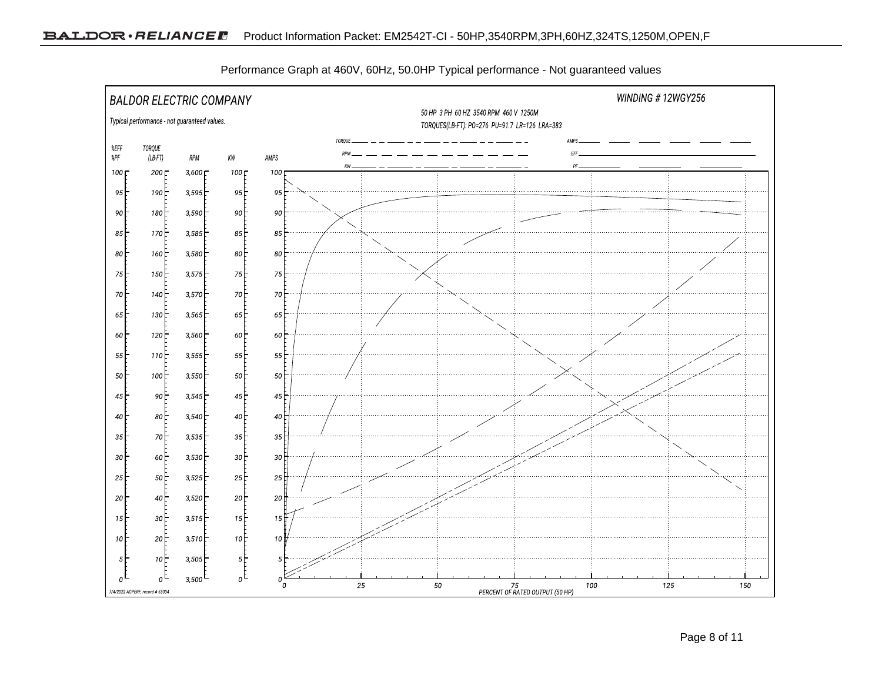Performance Graph at 460V, 60Hz, 50.0HP Typical performance - Not guaranteed values

BALDOR ELECTRIC COMPANY

WINDING # 12WGY256

Typical performance - not guaranteed values.

50 HP 3 PH 60 HZ 3540 RPM 460 V 1250M

TORQUES(LB-FT): PO=276 PU=91.7 LR=126 LRA=383

Legend: TORQUE, RPM, KW, AMPS, EFF, PF

| %EFF %PF | TORQUE (LB-FT) | RPM | KW | AMPS |
|---|---|---|---|---|
| 100 | 200 | 3,600 | 100 | 100 |
| 95 | 190 | 3,595 | 95 | 95 |
| 90 | 180 | 3,590 | 90 | 90 |
| 85 | 170 | 3,585 | 85 | 85 |
| 80 | 160 | 3,580 | 80 | 80 |
| 75 | 150 | 3,575 | 75 | 75 |
| 70 | 140 | 3,570 | 70 | 70 |
| 65 | 130 | 3,565 | 65 | 65 |
| 60 | 120 | 3,560 | 60 | 60 |
| 55 | 110 | 3,555 | 55 | 55 |
| 50 | 100 | 3,550 | 50 | 50 |
| 45 | 90 | 3,545 | 45 | 45 |
| 40 | 80 | 3,540 | 40 | 40 |
| 35 | 70 | 3,535 | 35 | 35 |
| 30 | 60 | 3,530 | 30 | 30 |
| 25 | 50 | 3,525 | 25 | 25 |
| 20 | 40 | 3,520 | 20 | 20 |
| 15 | 30 | 3,515 | 15 | 15 |
| 10 | 20 | 3,510 | 10 | 10 |
| 5 | 10 | 3,505 | 5 | 5 |
| 0 | 0 | 3,500 | 0 | 0 |

PERCENT OF RATED OUTPUT (50 HP): 0, 25, 50, 75, 100, 125, 150

7/4/2022 ACPERF, record # 53034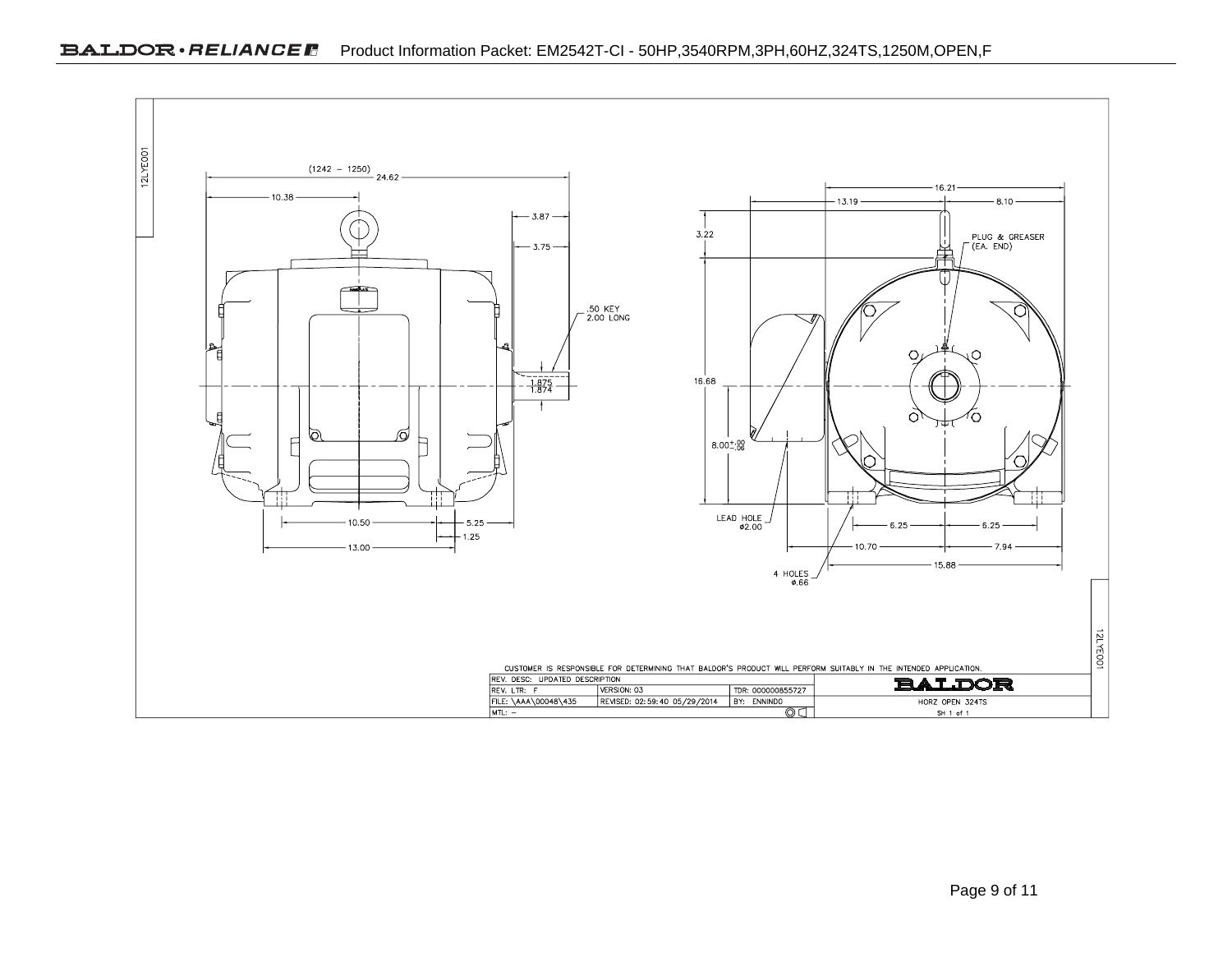12LYE001

(1242 – 1250)
24.62

10.38

3.87

3.75

.50 KEY
2.00 LONG

1.875
1.874

10.50

5.25

1.25

13.00

16.21

13.19

8.10

3.22

PLUG & GREASER
(EA. END)

16.68

$8.00^{+.00}_{-.06}$

LEAD HOLE
ø2.00

6.25

6.25

10.70

7.94

15.88

4 HOLES
ø.66

12LYE001

CUSTOMER IS RESPONSIBLE FOR DETERMINING THAT BALDOR'S PRODUCT WILL PERFORM SUITABLY IN THE INTENDED APPLICATION.

| REV. DESC: UPDATED DESCRIPTION | | | BALDOR |
|---|---|---|---|
| REV. LTR: F | VERSION: 03 | TDR: 000000855727 | |
| FILE: \AAA\00048\435 | REVISED: 02:59:40 05/29/2014 | BY: ENNINDO | HORZ OPEN 324TS |
| MTL: – | | | SH 1 of 1 |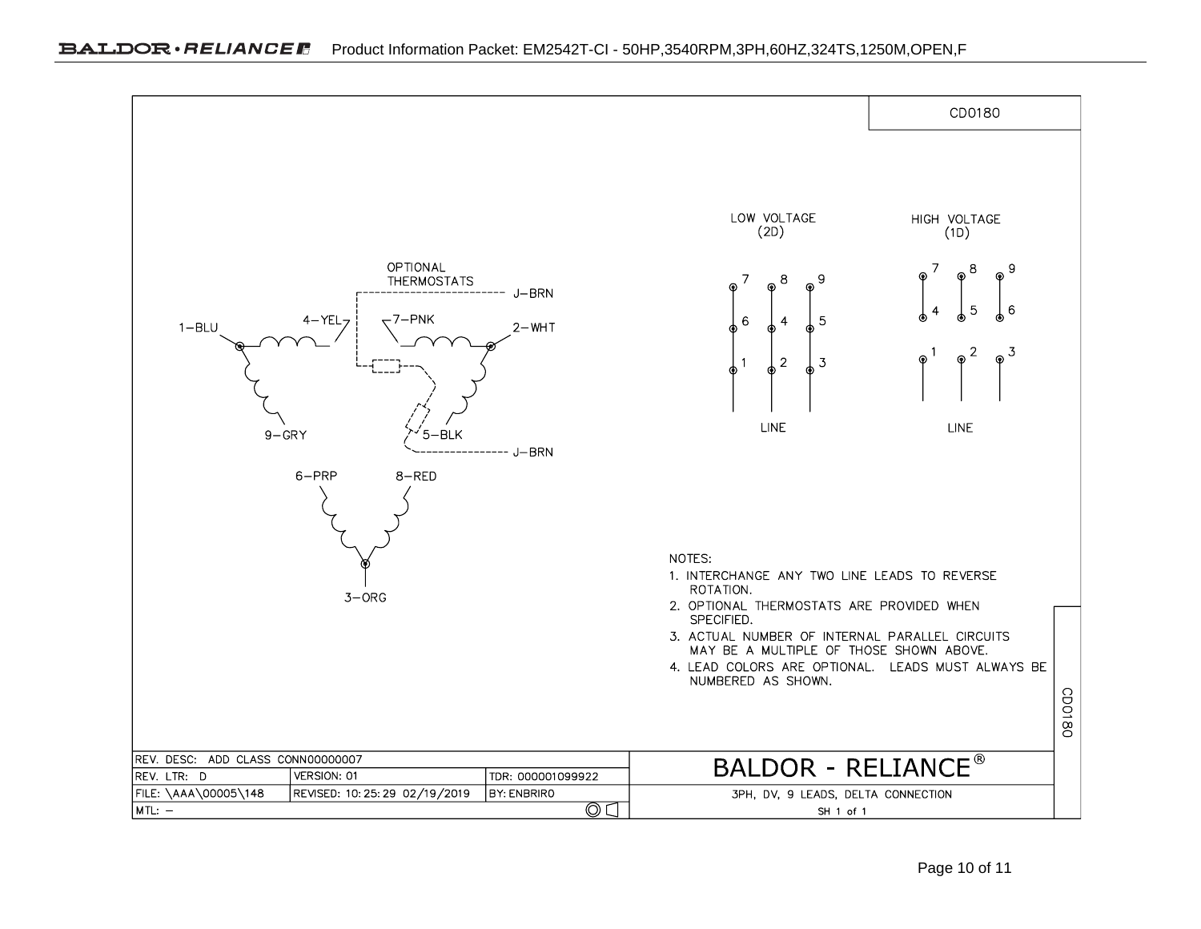CD0180

OPTIONAL THERMOSTATS

J–BRN

1–BLU    4–YEL    7–PNK    2–WHT

9–GRY    5–BLK

J–BRN

6–PRP    8–RED

3–ORG

LOW VOLTAGE (2D)

| 7 | 8 | 9 |
|---|---|---|
| 6 | 4 | 5 |
| 1 | 2 | 3 |

LINE

HIGH VOLTAGE (1D)

| 7 | 8 | 9 |
|---|---|---|
| 4 | 5 | 6 |
| 1 | 2 | 3 |

LINE

NOTES:

1. INTERCHANGE ANY TWO LINE LEADS TO REVERSE ROTATION.
2. OPTIONAL THERMOSTATS ARE PROVIDED WHEN SPECIFIED.
3. ACTUAL NUMBER OF INTERNAL PARALLEL CIRCUITS MAY BE A MULTIPLE OF THOSE SHOWN ABOVE.
4. LEAD COLORS ARE OPTIONAL. LEADS MUST ALWAYS BE NUMBERED AS SHOWN.

| REV. DESC: ADD CLASS CONN00000007 | | | BALDOR - RELIANCE® |
|---|---|---|---|
| REV. LTR: D | VERSION: 01 | TDR: 000001099922 | |
| FILE: \AAA\00005\148 | REVISED: 10:25:29 02/19/2019 | BY: ENBRIRO | 3PH, DV, 9 LEADS, DELTA CONNECTION |
| MTL: – | | | SH 1 of 1 |

CD0180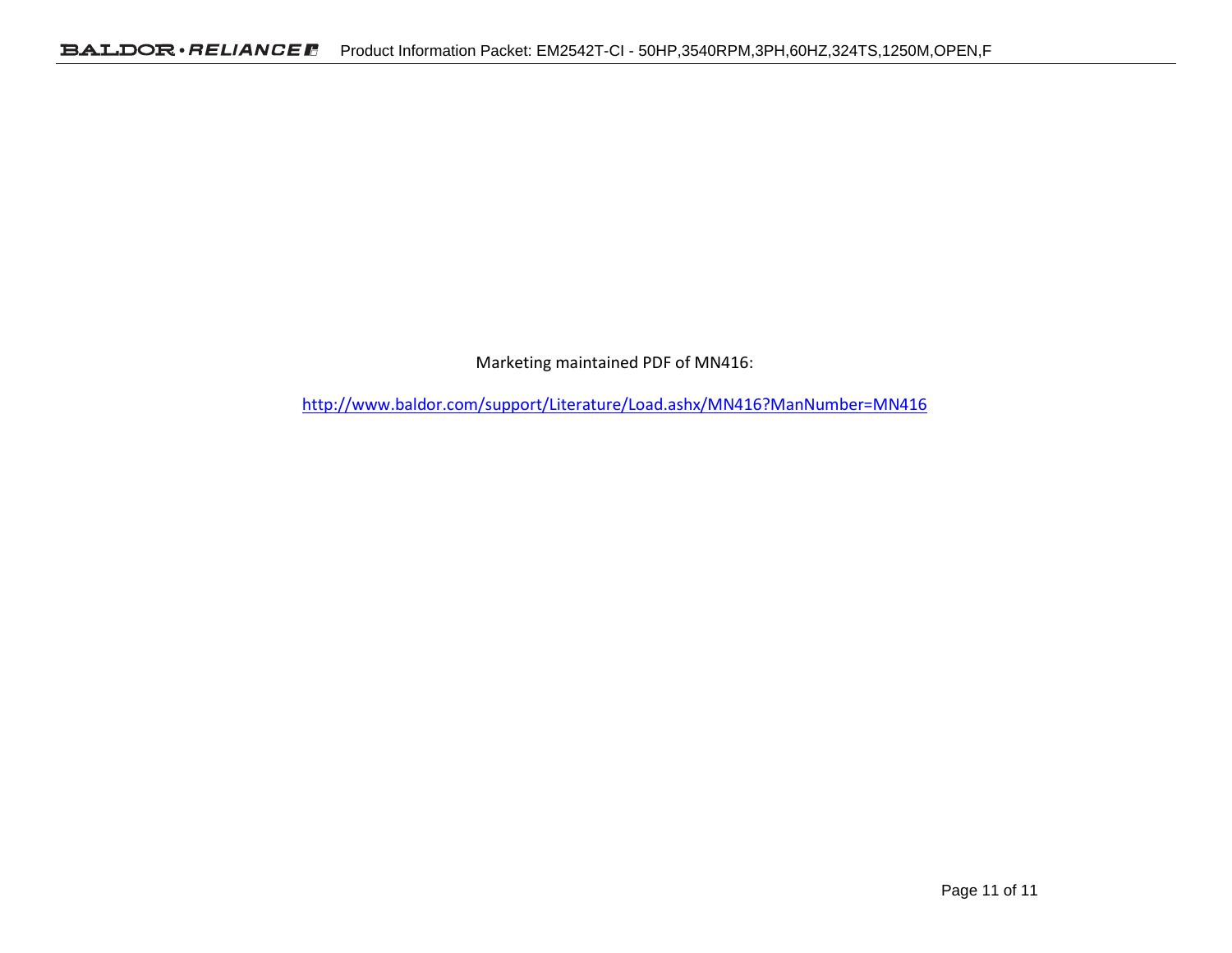Marketing maintained PDF of MN416:

http://www.baldor.com/support/Literature/Load.ashx/MN416?ManNumber=MN416